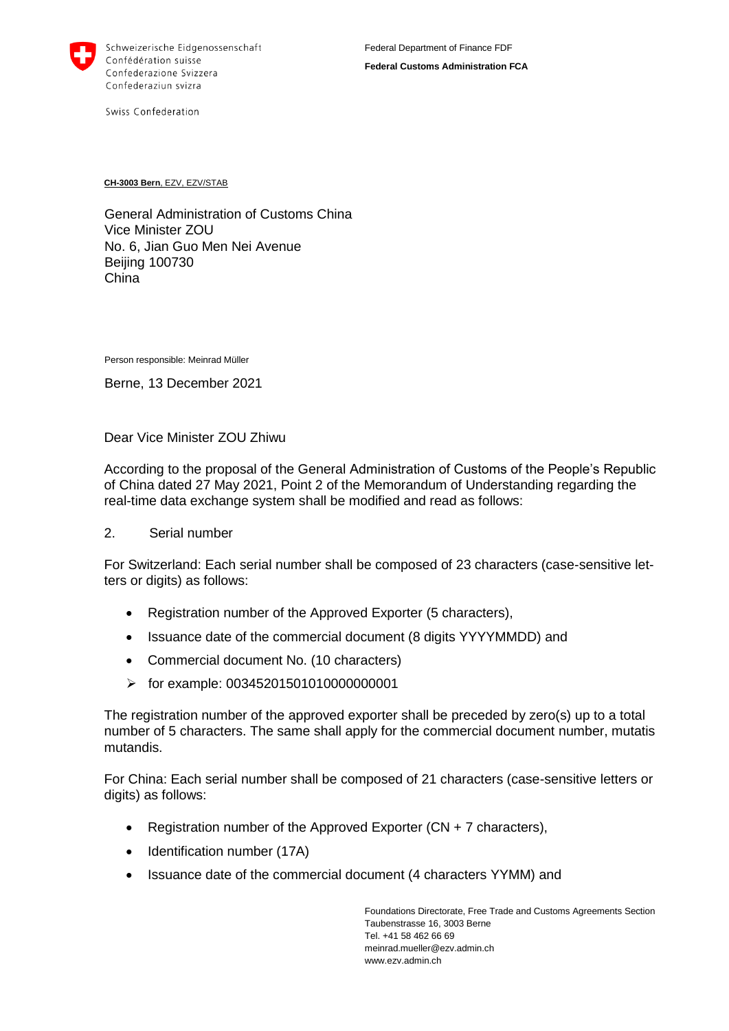Schweizerische Eidgenossenschaft
Confédération suisse
Confederazione Svizzera
Confederaziun svizra

Swiss Confederation

Federal Department of Finance FDF

**Federal Customs Administration FCA**

**CH-3003 Bern**, EZV, EZV/STAB

General Administration of Customs China
Vice Minister ZOU
No. 6, Jian Guo Men Nei Avenue
Beijing 100730
China

Person responsible: Meinrad Müller

Berne, 13 December 2021

Dear Vice Minister ZOU Zhiwu

According to the proposal of the General Administration of Customs of the People's Republic of China dated 27 May 2021, Point 2 of the Memorandum of Understanding regarding the real-time data exchange system shall be modified and read as follows:

2. Serial number

For Switzerland: Each serial number shall be composed of 23 characters (case-sensitive letters or digits) as follows:

- Registration number of the Approved Exporter (5 characters),
- Issuance date of the commercial document (8 digits YYYYMMDD) and
- Commercial document No. (10 characters)
- for example: 00345201501010000000001

The registration number of the approved exporter shall be preceded by zero(s) up to a total number of 5 characters. The same shall apply for the commercial document number, mutatis mutandis.

For China: Each serial number shall be composed of 21 characters (case-sensitive letters or digits) as follows:

- Registration number of the Approved Exporter (CN + 7 characters),
- Identification number (17A)
- Issuance date of the commercial document (4 characters YYMM) and

Foundations Directorate, Free Trade and Customs Agreements Section
Taubenstrasse 16, 3003 Berne
Tel. +41 58 462 66 69
meinrad.mueller@ezv.admin.ch
www.ezv.admin.ch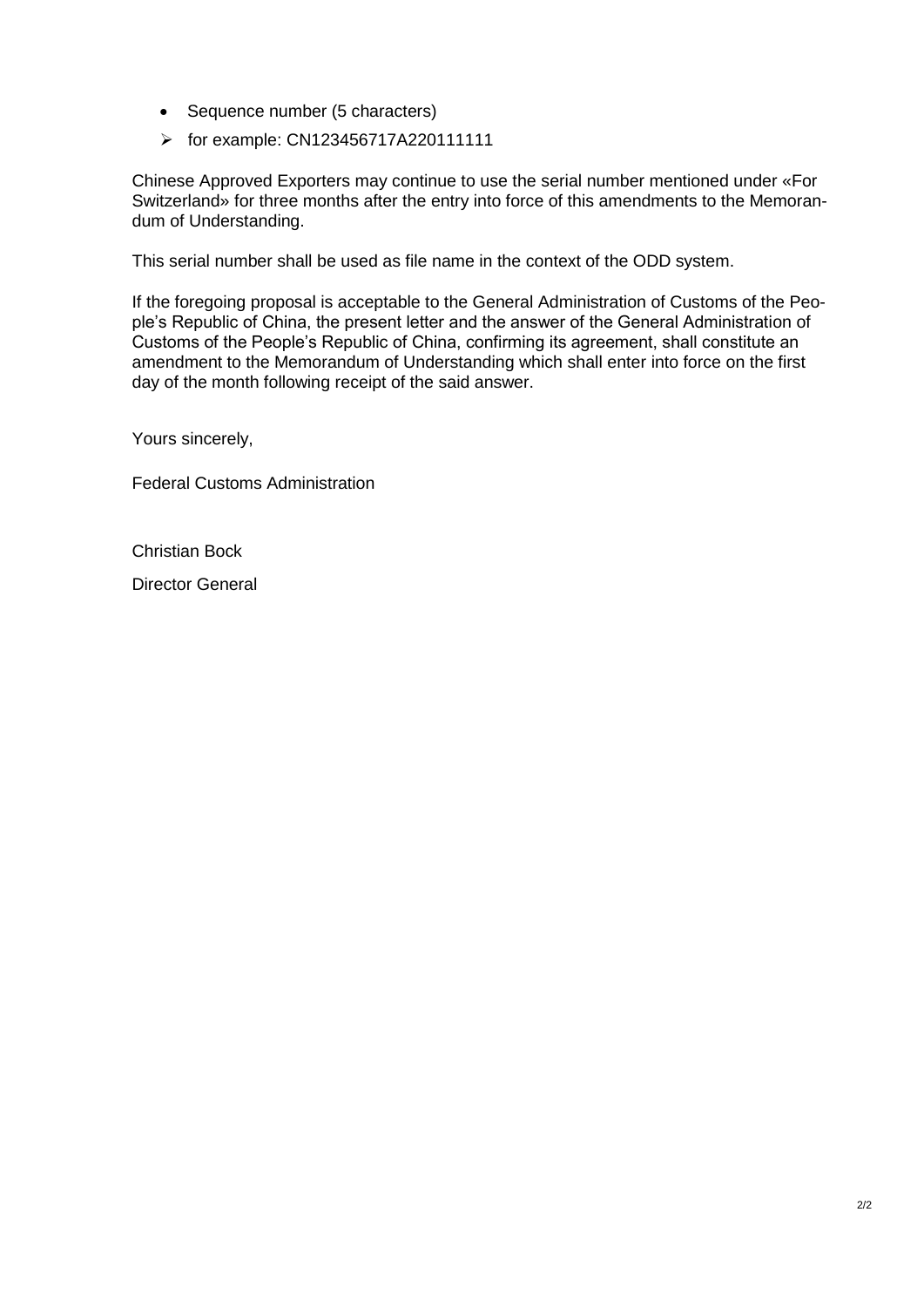- Sequence number (5 characters)
  - for example: CN123456717A220111111

Chinese Approved Exporters may continue to use the serial number mentioned under «For Switzerland» for three months after the entry into force of this amendments to the Memorandum of Understanding.

This serial number shall be used as file name in the context of the ODD system.

If the foregoing proposal is acceptable to the General Administration of Customs of the People's Republic of China, the present letter and the answer of the General Administration of Customs of the People's Republic of China, confirming its agreement, shall constitute an amendment to the Memorandum of Understanding which shall enter into force on the first day of the month following receipt of the said answer.

Yours sincerely,

Federal Customs Administration

Christian Bock

Director General